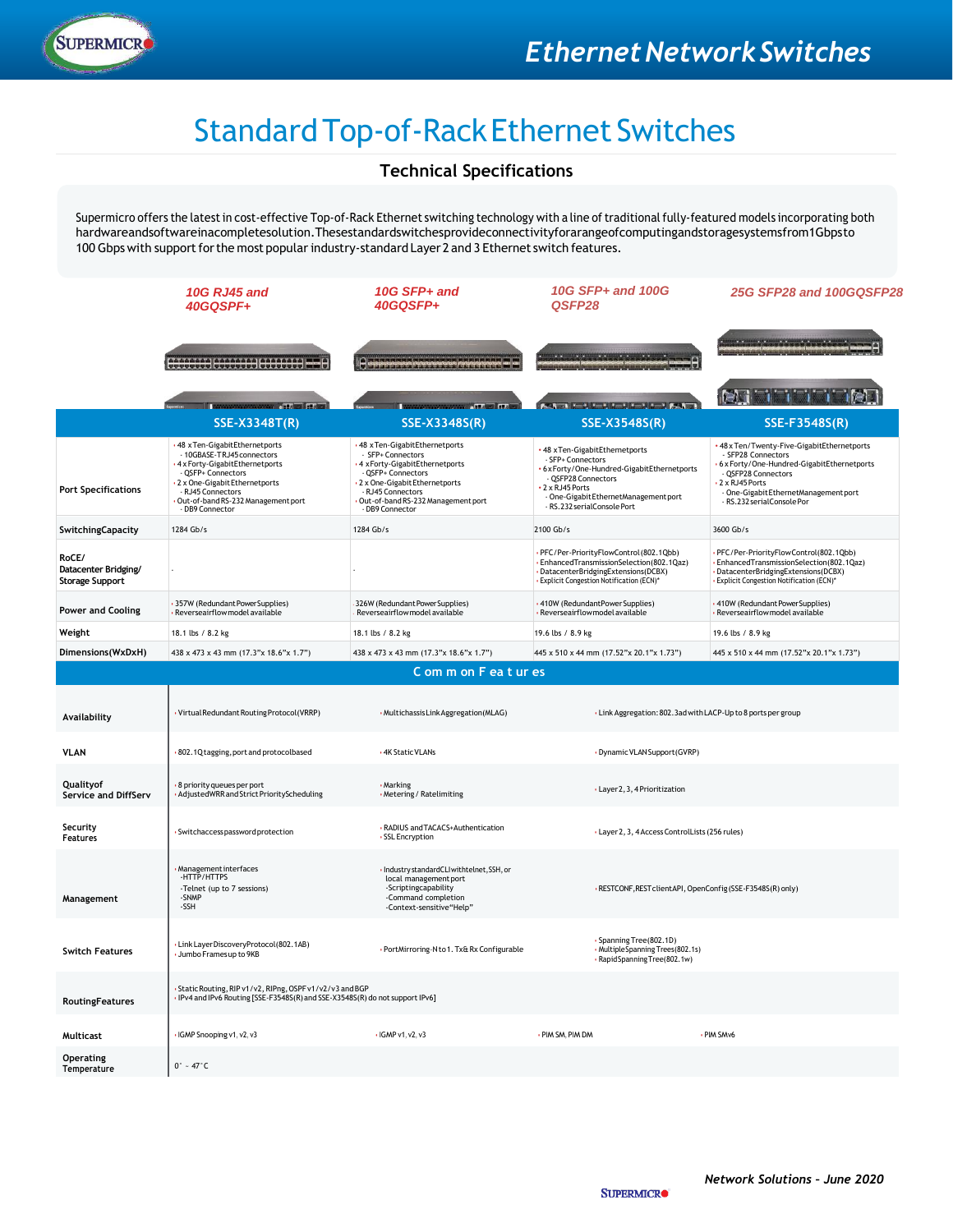# Ethernet Network Switches

## Standard Top-of-Rack Ethernet Switches

### Technical Specifications

Supermicro offers the latest in cost-effective Top-of-Rack Ethernet switching technology with a line of traditional fully-featured models incorporating both hardware and software in a complete solution. These standard switches provide connectivity for a range of computing and storage systems from 1Gbps to 100 Gbps with support for the most popular industry-standard Layer 2 and 3 Ethernet switch features.

| | *10G RJ45 and 40GQSPF+* | *10G SFP+ and 40GQSFP+* | *10G SFP+ and 100G QSFP28* | *25G SFP28 and 100GQSFP28* |
|---|---|---|---|---|
| | **SSE-X3348T(R)** | **SSE-X3348S(R)** | **SSE-X3548S(R)** | **SSE-F3548S(R)** |
| **Port Specifications** | • 48 x Ten-Gigabit Ethernet ports<br>- 10GBASE-T RJ45 connectors<br>• 4 x Forty-Gigabit Ethernet ports<br>- QSFP+ Connectors<br>• 2 x One-Gigabit Ethernet ports<br>- RJ45 Connectors<br>• Out-of-band RS-232 Management port<br>- DB9 Connector | • 48 x Ten-Gigabit Ethernet ports<br>- SFP+ Connectors<br>• 4 x Forty-Gigabit Ethernet ports<br>- QSFP+ Connectors<br>• 2 x One-Gigabit Ethernet ports<br>- RJ45 Connectors<br>• Out-of-band RS-232 Management port<br>- DB9 Connector | • 48 x Ten-Gigabit Ethernet ports<br>- SFP+ Connectors<br>• 6 x Forty/One-Hundred-Gigabit Ethernet ports<br>- QSFP28 Connectors<br>• 2 x RJ45 Ports<br>- One-Gigabit Ethernet Management port<br>- RS.232 serial Console Port | • 48 x Ten/Twenty-Five-Gigabit Ethernet ports<br>- SFP28 Connectors<br>• 6 x Forty/One-Hundred-Gigabit Ethernet ports<br>- QSFP28 Connectors<br>• 2 x RJ45 Ports<br>- One-Gigabit Ethernet Management port<br>- RS.232 serial Console Por |
| **Switching Capacity** | 1284 Gb/s | 1284 Gb/s | 2100 Gb/s | 3600 Gb/s |
| **RoCE/ Datacenter Bridging/ Storage Support** | - | - | • PFC/Per-Priority Flow Control (802.1Qbb)<br>• Enhanced Transmission Selection (802.1Qaz)<br>• Datacenter Bridging Extensions (DCBX)<br>• Explicit Congestion Notification (ECN)* | • PFC/Per-Priority Flow Control (802.1Qbb)<br>• Enhanced Transmission Selection (802.1Qaz)<br>• Datacenter Bridging Extensions (DCBX)<br>• Explicit Congestion Notification (ECN)* |
| **Power and Cooling** | • 357W (Redundant Power Supplies)<br>• Reverse airflow model available | 326W (Redundant Power Supplies)<br>Reverse airflow model available | • 410W (Redundant Power Supplies)<br>• Reverse airflow model available | • 410W (Redundant Power Supplies)<br>• Reverse airflow model available |
| **Weight** | 18.1 lbs / 8.2 kg | 18.1 lbs / 8.2 kg | 19.6 lbs / 8.9 kg | 19.6 lbs / 8.9 kg |
| **Dimensions (WxDxH)** | 438 x 473 x 43 mm (17.3"x 18.6"x 1.7") | 438 x 473 x 43 mm (17.3"x 18.6"x 1.7") | 445 x 510 x 44 mm (17.52"x 20.1"x 1.73") | 445 x 510 x 44 mm (17.52"x 20.1"x 1.73") |

### Common Features

| | | | | |
|---|---|---|---|---|
| **Availability** | • Virtual Redundant Routing Protocol (VRRP) | • Multichassis Link Aggregation (MLAG) | • Link Aggregation: 802.3ad with LACP-Up to 8 ports per group | |
| **VLAN** | • 802.1Q tagging, port and protocol based | • 4K Static VLANs | • Dynamic VLAN Support (GVRP) | |
| **Quality of Service and DiffServ** | • 8 priority queues per port<br>• Adjusted WRR and Strict Priority Scheduling | • Marking<br>• Metering / Rate limiting | • Layer 2, 3, 4 Prioritization | |
| **Security Features** | • Switch access password protection | • RADIUS and TACACS+ Authentication<br>• SSL Encryption | • Layer 2, 3, 4 Access Control Lists (256 rules) | |
| **Management** | • Management interfaces<br>-HTTP/HTTPS<br>-Telnet (up to 7 sessions)<br>-SNMP<br>-SSH | • Industry standard CLI with telnet, SSH, or local management port<br>-Scripting capability<br>-Command completion<br>-Context-sensitive "Help" | • RESTCONF, REST client API, OpenConfig (SSE-F3548S(R) only) | |
| **Switch Features** | • Link Layer Discovery Protocol (802.1AB)<br>• Jumbo Frames up to 9KB | • Port Mirroring-N to 1. Tx & Rx Configurable | • Spanning Tree (802.1D)<br>• Multiple Spanning Trees (802.1s)<br>• Rapid Spanning Tree (802.1w) | |
| **Routing Features** | • Static Routing, RIP v1/v2, RIPng, OSPF v1/v2/v3 and BGP<br>• IPv4 and IPv6 Routing [SSE-F3548S(R) and SSE-X3548S(R) do not support IPv6] | | | |
| **Multicast** | • IGMP Snooping v1, v2, v3 | • IGMP v1, v2, v3 | • PIM SM, PIM DM | • PIM SMv6 |
| **Operating Temperature** | 0° ~ 47°C | | | |

*Network Solutions - June 2020*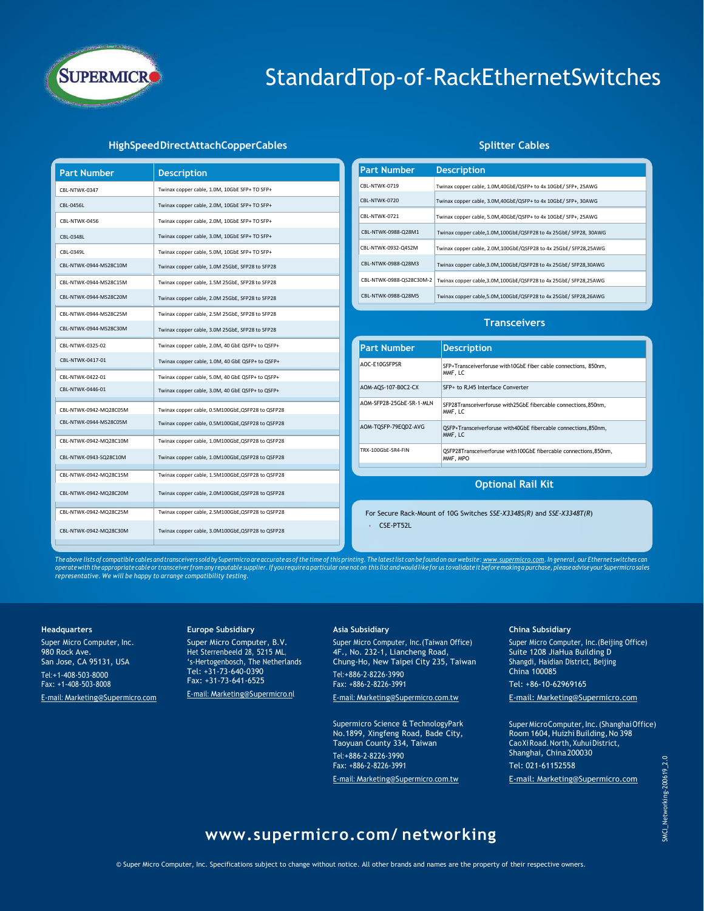# Standard Top-of-Rack Ethernet Switches

## High Speed Direct Attach Copper Cables

| Part Number | Description |
|---|---|
| CBL-NTWK-0347 | Twinax copper cable, 1.0M, 10GbE SFP+ TO SFP+ |
| CBL-0456L | Twinax copper cable, 2.0M, 10GbE SFP+ TO SFP+ |
| CBL-NTWK-0456 | Twinax copper cable, 2.0M, 10GbE SFP+ TO SFP+ |
| CBL-0348L | Twinax copper cable, 3.0M, 10GbE SFP+ TO SFP+ |
| CBL-0349L | Twinax copper cable, 5.0M, 10GbE SFP+ TO SFP+ |
| CBL-NTWK-0944-MS28C10M | Twinax copper cable, 1.0M 25GbE, SFP28 to SFP28 |
| CBL-NTWK-0944-MS28C15M | Twinax copper cable, 1.5M 25GbE, SFP28 to SFP28 |
| CBL-NTWK-0944-MS28C20M | Twinax copper cable, 2.0M 25GbE, SFP28 to SFP28 |
| CBL-NTWK-0944-MS28C25M | Twinax copper cable, 2.5M 25GbE, SFP28 to SFP28 |
| CBL-NTWK-0944-MS28C30M | Twinax copper cable, 3.0M 25GbE, SFP28 to SFP28 |
| CBL-NTWK-0325-02 | Twinax copper cable, 2.0M, 40 GbE QSFP+ to QSFP+ |
| CBL-NTWK-0417-01 | Twinax copper cable, 1.0M, 40 GbE QSFP+ to QSFP+ |
| CBL-NTWK-0422-01 | Twinax copper cable, 5.0M, 40 GbE QSFP+ to QSFP+ |
| CBL-NTWK-0446-01 | Twinax copper cable, 3.0M, 40 GbE QSFP+ to QSFP+ |
| CBL-NTWK-0942-MQ28C05M | Twinax copper cable, 0.5M100GbE,QSFP28 to QSFP28 |
| CBL-NTWK-0944-MS28C05M | Twinax copper cable, 0.5M100GbE,QSFP28 to QSFP28 |
| CBL-NTWK-0942-MQ28C10M | Twinax copper cable, 1.0M100GbE,QSFP28 to QSFP28 |
| CBL-NTWK-0943-SQ28C10M | Twinax copper cable, 1.0M100GbE,QSFP28 to QSFP28 |
| CBL-NTWK-0942-MQ28C15M | Twinax copper cable, 1.5M100GbE,QSFP28 to QSFP28 |
| CBL-NTWK-0942-MQ28C20M | Twinax copper cable, 2.0M100GbE,QSFP28 to QSFP28 |
| CBL-NTWK-0942-MQ28C25M | Twinax copper cable, 2.5M100GbE,QSFP28 to QSFP28 |
| CBL-NTWK-0942-MQ28C30M | Twinax copper cable, 3.0M100GbE,QSFP28 to QSFP28 |

## Splitter Cables

| Part Number | Description |
|---|---|
| CBL-NTWK-0719 | Twinax copper cable, 1.0M,40GbE/QSFP+ to 4x 10GbE/ SFP+, 25AWG |
| CBL-NTWK-0720 | Twinax copper cable, 3.0M,40GbE/QSFP+ to 4x 10GbE/ SFP+, 30AWG |
| CBL-NTWK-0721 | Twinax copper cable, 5.0M,40GbE/QSFP+ to 4x 10GbE/ SFP+, 25AWG |
| CBL-NTWK-0988-Q28M1 | Twinax copper cable,1.0M,100GbE/QSFP28 to 4x 25GbE/ SFP28, 30AWG |
| CBL-NTWK-0932-Q4S2M | Twinax copper cable, 2.0M,100GbE/QSFP28 to 4x 25GbE/ SFP28,25AWG |
| CBL-NTWK-0988-Q28M3 | Twinax copper cable,3.0M,100GbE/QSFP28 to 4x 25GbE/ SFP28,30AWG |
| CBL-NTWK-0988-QS28C30M-2 | Twinax copper cable,3.0M,100GbE/QSFP28 to 4x 25GbE/ SFP28,25AWG |
| CBL-NTWK-0988-Q28M5 | Twinax copper cable,5.0M,100GbE/QSFP28 to 4x 25GbE/ SFP28,26AWG |

## Transceivers

| Part Number | Description |
|---|---|
| AOC-E10GSFPSR | SFP+Transceiverforuse with10GbE fiber cable connections, 850nm, MMF, LC |
| AOM-AQS-107-B0C2-CX | SFP+ to RJ45 Interface Converter |
| AOM-SFP28-25GbE-SR-1-MLN | SFP28Transceiverforuse with25GbE fibercable connections,850nm, MMF, LC |
| AOM-TQSFP-79EQDZ-AVG | QSFP+Transceiverforuse with40GbE fibercable connections,850nm, MMF, LC |
| TRX-100GbE-SR4-FIN | QSFP28Transceiverforuse with100GbE fibercable connections,850nm, MMF, MPO |

## Optional Rail Kit

For Secure Rack-Mount of 10G Switches *SSE-X3348S(R)* and *SSE-X3348T(R)*

- CSE-PT52L

*The above lists of compatible cables and transceivers sold by Supermicro are accurate as of the time of this printing. The latest list can be found on our website: www.supermicro.com. In general, our Ethernet switches can operate with the appropriate cable or transceiver from any reputable supplier. If you require a particular one not on this list and would like for us to validate it before making a purchase, please advise your Supermicro sales representative. We will be happy to arrange compatibility testing.*

**Headquarters**
Super Micro Computer, Inc.
980 Rock Ave.
San Jose, CA 95131, USA
Tel:+1-408-503-8000
Fax: +1-408-503-8008
E-mail: Marketing@Supermicro.com

**Europe Subsidiary**
Super Micro Computer, B.V.
Het Sterrenbeeld 28, 5215 ML,
's-Hertogenbosch, The Netherlands
Tel: +31-73-640-0390
Fax: +31-73-641-6525
E-mail: Marketing@Supermicro.nl

**Asia Subsidiary**
Super Micro Computer, Inc.(Taiwan Office)
4F., No. 232-1, Liancheng Road,
Chung-Ho, New Taipei City 235, Taiwan
Tel:+886-2-8226-3990
Fax: +886-2-8226-3991
E-mail: Marketing@Supermicro.com.tw

Supermicro Science & TechnologyPark
No.1899, Xingfeng Road, Bade City,
Taoyuan County 334, Taiwan
Tel:+886-2-8226-3990
Fax: +886-2-8226-3991
E-mail: Marketing@Supermicro.com.tw

**China Subsidiary**
Super Micro Computer, Inc.(Beijing Office)
Suite 1208 JiaHua Building D
Shangdi, Haidian District, Beijing
China 100085
Tel: +86-10-62969165
E-mail: Marketing@Supermicro.com

Super Micro Computer, Inc. (Shanghai Office)
Room 1604, Huizhi Building, No 398
CaoXi Road. North, Xuhui District,
Shanghai, China 200030
Tel: 021-61152558
E-mail: Marketing@Supermicro.com

**www.supermicro.com/networking**

© Super Micro Computer, Inc. Specifications subject to change without notice. All other brands and names are the property of their respective owners.

SMCI_Networking-200619_2.0